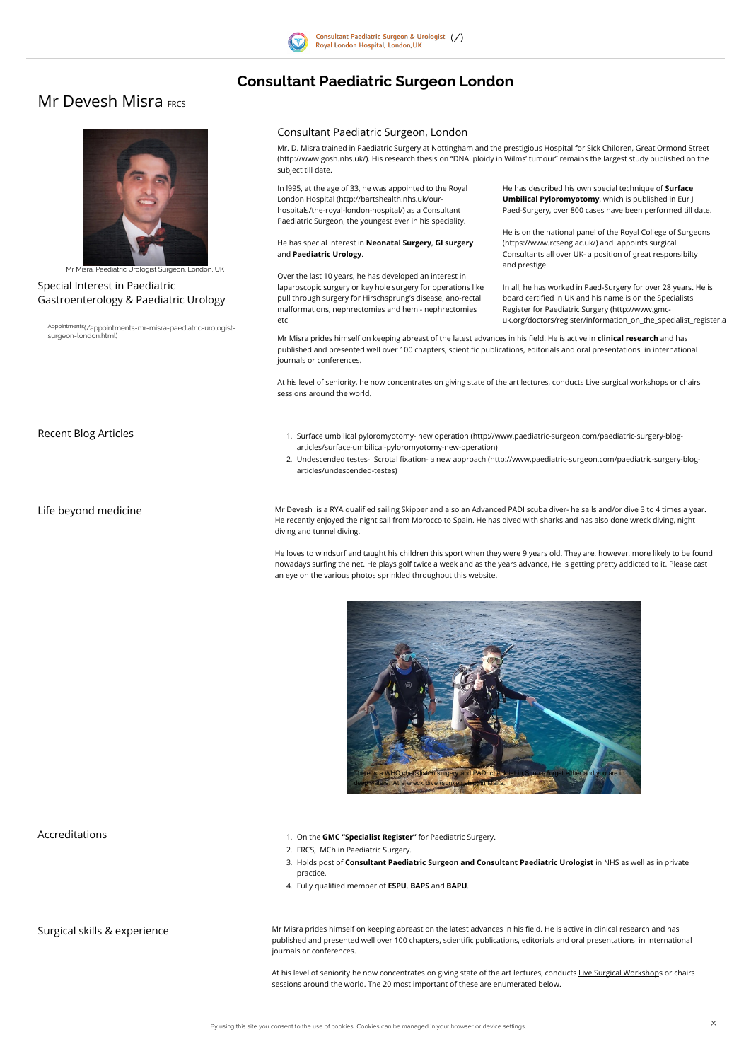Consultant Paediatric Surgeon & Urologist (/)
Royal London Hospital, London, UK

# Consultant Paediatric Surgeon London

## Mr Devesh Misra FRCS

Mr Misra, Paediatric Urologist Surgeon, London, UK

### Special Interest in Paediatric Gastroenterology & Paediatric Urology

Appointments(/appointments-mr-misra-paediatric-urologist-surgeon-london.html)

### Consultant Paediatric Surgeon, London

Mr. D. Misra trained in Paediatric Surgery at Nottingham and the prestigious Hospital for Sick Children, Great Ormond Street (http://www.gosh.nhs.uk/). His research thesis on "DNA ploidy in Wilms' tumour" remains the largest study published on the subject till date.

In l995, at the age of 33, he was appointed to the Royal London Hospital (http://bartshealth.nhs.uk/our-hospitals/the-royal-london-hospital/) as a Consultant Paediatric Surgeon, the youngest ever in his speciality.

He has special interest in **Neonatal Surgery**, **GI surgery** and **Paediatric Urology**.

Over the last 10 years, he has developed an interest in laparoscopic surgery or key hole surgery for operations like pull through surgery for Hirschsprung's disease, ano-rectal malformations, nephrectomies and hemi- nephrectomies etc

He has described his own special technique of **Surface Umbilical Pyloromyotomy**, which is published in Eur J Paed-Surgery, over 800 cases have been performed till date.

He is on the national panel of the Royal College of Surgeons (https://www.rcseng.ac.uk/) and appoints surgical Consultants all over UK- a position of great responsibilty and prestige.

In all, he has worked in Paed-Surgery for over 28 years. He is board certified in UK and his name is on the Specialists Register for Paediatric Surgery (http://www.gmc-uk.org/doctors/register/information_on_the_specialist_register.a

Mr Misra prides himself on keeping abreast of the latest advances in his field. He is active in **clinical research** and has published and presented well over 100 chapters, scientific publications, editorials and oral presentations in international journals or conferences.

At his level of seniority, he now concentrates on giving state of the art lectures, conducts Live surgical workshops or chairs sessions around the world.

### Recent Blog Articles

1. Surface umbilical pyloromyotomy- new operation (http://www.paediatric-surgeon.com/paediatric-surgery-blog-articles/surface-umbilical-pyloromyotomy-new-operation)
2. Undescended testes- Scrotal fixation- a new approach (http://www.paediatric-surgeon.com/paediatric-surgery-blog-articles/undescended-testes)

### Life beyond medicine

Mr Devesh is a RYA qualified sailing Skipper and also an Advanced PADI scuba diver- he sails and/or dive 3 to 4 times a year. He recently enjoyed the night sail from Morocco to Spain. He has dived with sharks and has also done wreck diving, night diving and tunnel diving.

He loves to windsurf and taught his children this sport when they were 9 years old. They are, however, more likely to be found nowadays surfing the net. He plays golf twice a week and as the years advance, He is getting pretty addicted to it. Please cast an eye on the various photos sprinkled throughout this website.

There is a WHO checklist in surgery and PADI checklist in Scuba, forget either and you are in deep waters. At a wreck dive (sunken ship) in Malta.

### Accreditations

1. On the **GMC "Specialist Register"** for Paediatric Surgery.
2. FRCS, MCh in Paediatric Surgery.
3. Holds post of **Consultant Paediatric Surgeon and Consultant Paediatric Urologist** in NHS as well as in private practice.
4. Fully qualified member of **ESPU**, **BAPS** and **BAPU**.

### Surgical skills & experience

Mr Misra prides himself on keeping abreast on the latest advances in his field. He is active in clinical research and has published and presented well over 100 chapters, scientific publications, editorials and oral presentations in international journals or conferences.

At his level of seniority he now concentrates on giving state of the art lectures, conducts Live Surgical Workshops or chairs sessions around the world. The 20 most important of these are enumerated below.

By using this site you consent to the use of cookies. Cookies can be managed in your browser or device settings.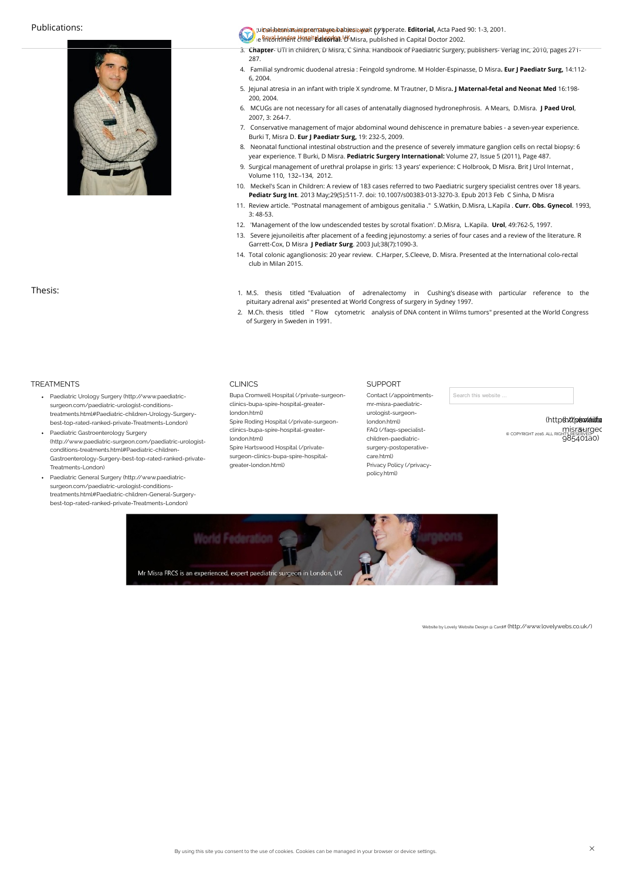## Publications:

1. ...guinal hernias in premature babies: wait to operate. **Editorial,** Acta Paed 90: 1-3, 2001.
2. ...e incontinent child. **Editorial**. D Misra, published in Capital Doctor 2002.
3. **Chapter**- UTI in children, D Misra, C Sinha. Handbook of Paediatric Surgery, publishers- Verlag Inc, 2010, pages 271-287.
4. Familial syndromic duodenal atresia : Feingold syndrome. M Holder-Espinasse, D Misra**. Eur J Paediatr Surg,** 14:112-6, 2004.
5. Jejunal atresia in an infant with triple X syndrome. M Trautner, D Misra**. J Maternal-fetal and Neonat Med** 16:198-200, 2004.
6. MCUGs are not necessary for all cases of antenatally diagnosed hydronephrosis. A Mears, D.Misra. **J Paed Urol**, 2007, 3: 264-7.
7. Conservative management of major abdominal wound dehiscence in premature babies - a seven-year experience. Burki T, Misra D. **Eur J Paediatr Surg,** 19: 232-5, 2009.
8. Neonatal functional intestinal obstruction and the presence of severely immature ganglion cells on rectal biopsy: 6 year experience. T Burki, D Misra. **Pediatric Surgery International:** Volume 27, Issue 5 (2011), Page 487.
9. Surgical management of urethral prolapse in girls: 13 years' experience: C Holbrook, D Misra. Brit J Urol Internat , Volume 110, 132–134, 2012.
10. Meckel's Scan in Children: A review of 183 cases referred to two Paediatric surgery specialist centres over 18 years. **Pediatr Surg Int**. 2013 May;29(5):511-7. doi: 10.1007/s00383-013-3270-3. Epub 2013 Feb C Sinha, D Misra
11. Review article. "Postnatal management of ambigous genitalia ." S.Watkin, D.Misra, L.Kapila . **Curr. Obs. Gynecol**. 1993, 3: 48-53.
12. 'Management of the low undescended testes by scrotal fixation'. D.Misra, L.Kapila. **Urol**, 49:762-5, 1997.
13. Severe jejunoileitis after placement of a feeding jejunostomy: a series of four cases and a review of the literature. R Garrett-Cox, D Misra **J Pediatr Surg**. 2003 Jul;38(7):1090-3.
14. Total colonic aganglionosis: 20 year review. C.Harper, S.Cleeve, D. Misra. Presented at the International colo-rectal club in Milan 2015.

## Thesis:

1. M.S. thesis titled "Evaluation of adrenalectomy in Cushing's disease with particular reference to the pituitary adrenal axis" presented at World Congress of surgery in Sydney 1997.
2. M.Ch. thesis titled " Flow cytometric analysis of DNA content in Wilms tumors" presented at the World Congress of Surgery in Sweden in 1991.

TREATMENTS

- Paediatric Urology Surgery (http://www.paediatric-surgeon.com/paediatric-urologist-conditions-treatments.html#Paediatric-children-Urology-Surgery-best-top-rated-ranked-private-Treatments-London)
- Paediatric Gastroenterology Surgery (http://www.paediatric-surgeon.com/paediatric-urologist-conditions-treatments.html#Paediatric-children-Gastroenterology-Surgery-best-top-rated-ranked-private-Treatments-London)
- Paediatric General Surgery (http://www.paediatric-surgeon.com/paediatric-urologist-conditions-treatments.html#Paediatric-children-General-Surgery-best-top-rated-ranked-private-Treatments-London)

CLINICS

Bupa Cromwell Hospital (/private-surgeon-clinics-bupa-spire-hospital-greater-london.html)
Spire Roding Hospital (/private-surgeon-clinics-bupa-spire-hospital-greater-london.html)
Spire Hartswood Hospital (/private-surgeon-clinics-bupa-spire-hospital-greater-london.html)

SUPPORT

Contact (/appointments-mr-misra-paediatric-urologist-surgeon-london.html)
FAQ (/faqs-specialist-children-paediatric-surgery-postoperative-care.html)
Privacy Policy (/privacy-policy.html)

© COPYRIGHT 2016. ALL RIGHTS RESERVED

Mr Misra FRCS is an experienced, expert paediatric surgeon in London, UK

Website by Lovely Website Design @ Cardiff (http://www.lovelywebs.co.uk/)

By using this site you consent to the use of cookies. Cookies can be managed in your browser or device settings.